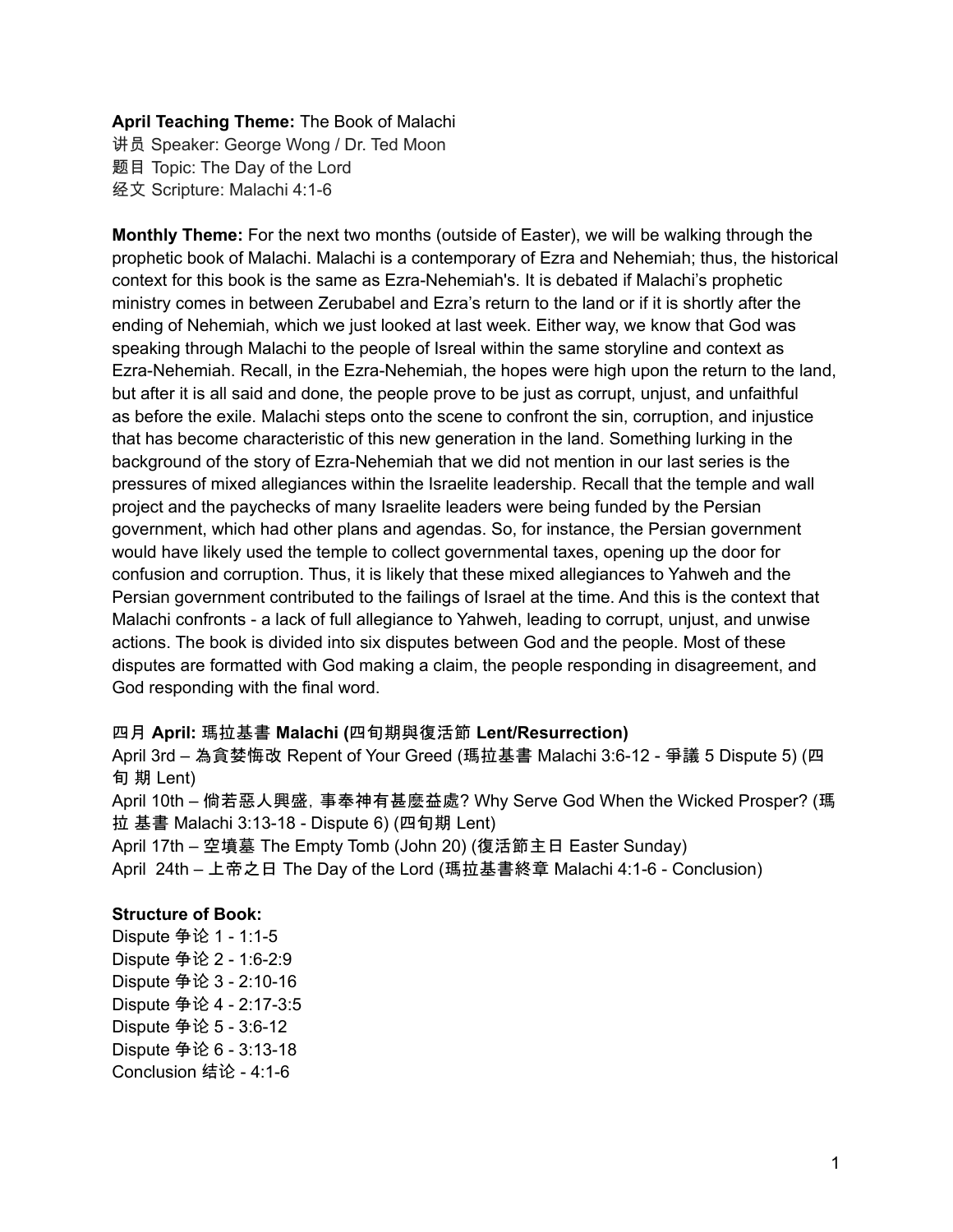**April Teaching Theme:** The Book of Malachi
讲员 Speaker: George Wong / Dr. Ted Moon
题目 Topic: The Day of the Lord
经文 Scripture: Malachi 4:1-6

**Monthly Theme:** For the next two months (outside of Easter), we will be walking through the prophetic book of Malachi. Malachi is a contemporary of Ezra and Nehemiah; thus, the historical context for this book is the same as Ezra-Nehemiah's. It is debated if Malachi's prophetic ministry comes in between Zerubabel and Ezra's return to the land or if it is shortly after the ending of Nehemiah, which we just looked at last week. Either way, we know that God was speaking through Malachi to the people of Isreal within the same storyline and context as Ezra-Nehemiah. Recall, in the Ezra-Nehemiah, the hopes were high upon the return to the land, but after it is all said and done, the people prove to be just as corrupt, unjust, and unfaithful as before the exile. Malachi steps onto the scene to confront the sin, corruption, and injustice that has become characteristic of this new generation in the land. Something lurking in the background of the story of Ezra-Nehemiah that we did not mention in our last series is the pressures of mixed allegiances within the Israelite leadership. Recall that the temple and wall project and the paychecks of many Israelite leaders were being funded by the Persian government, which had other plans and agendas. So, for instance, the Persian government would have likely used the temple to collect governmental taxes, opening up the door for confusion and corruption. Thus, it is likely that these mixed allegiances to Yahweh and the Persian government contributed to the failings of Israel at the time. And this is the context that Malachi confronts - a lack of full allegiance to Yahweh, leading to corrupt, unjust, and unwise actions. The book is divided into six disputes between God and the people. Most of these disputes are formatted with God making a claim, the people responding in disagreement, and God responding with the final word.

**四月 April: 瑪拉基書 Malachi (四旬期與復活節 Lent/Resurrection)**
April 3rd – 為貪婪悔改 Repent of Your Greed (瑪拉基書 Malachi 3:6-12 - 爭議 5 Dispute 5) (四旬 期 Lent)
April 10th – 倘若惡人興盛，事奉神有甚麼益處? Why Serve God When the Wicked Prosper? (瑪拉 基書 Malachi 3:13-18 - Dispute 6) (四旬期 Lent)
April 17th – 空墳墓 The Empty Tomb (John 20) (復活節主日 Easter Sunday)
April 24th – 上帝之日 The Day of the Lord (瑪拉基書終章 Malachi 4:1-6 - Conclusion)

**Structure of Book:**
Dispute 争论 1 - 1:1-5
Dispute 争论 2 - 1:6-2:9
Dispute 争论 3 - 2:10-16
Dispute 争论 4 - 2:17-3:5
Dispute 争论 5 - 3:6-12
Dispute 争论 6 - 3:13-18
Conclusion 结论 - 4:1-6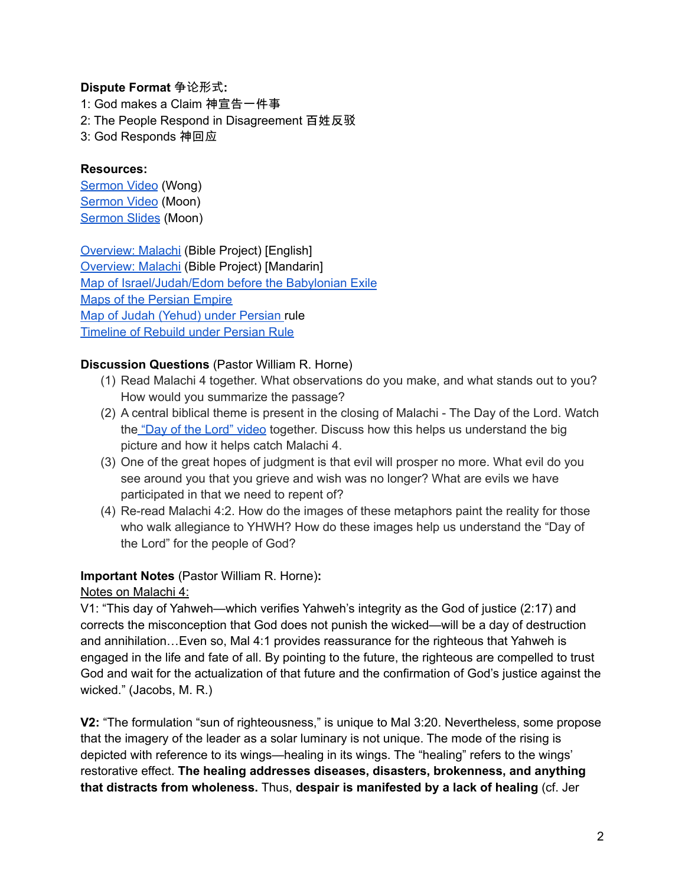**Dispute Format 争论形式:**
1: God makes a Claim 神宣告一件事
2: The People Respond in Disagreement 百姓反驳
3: God Responds 神回应

**Resources:**
Sermon Video (Wong)
Sermon Video (Moon)
Sermon Slides (Moon)

Overview: Malachi (Bible Project) [English]
Overview: Malachi (Bible Project) [Mandarin]
Map of Israel/Judah/Edom before the Babylonian Exile
Maps of the Persian Empire
Map of Judah (Yehud) under Persian rule
Timeline of Rebuild under Persian Rule

**Discussion Questions** (Pastor William R. Horne)

(1) Read Malachi 4 together. What observations do you make, and what stands out to you? How would you summarize the passage?
(2) A central biblical theme is present in the closing of Malachi - The Day of the Lord. Watch the "Day of the Lord" video together. Discuss how this helps us understand the big picture and how it helps catch Malachi 4.
(3) One of the great hopes of judgment is that evil will prosper no more. What evil do you see around you that you grieve and wish was no longer? What are evils we have participated in that we need to repent of?
(4) Re-read Malachi 4:2. How do the images of these metaphors paint the reality for those who walk allegiance to YHWH? How do these images help us understand the "Day of the Lord" for the people of God?

**Important Notes** (Pastor William R. Horne)**:**
Notes on Malachi 4:
V1: "This day of Yahweh—which verifies Yahweh's integrity as the God of justice (2:17) and corrects the misconception that God does not punish the wicked—will be a day of destruction and annihilation…Even so, Mal 4:1 provides reassurance for the righteous that Yahweh is engaged in the life and fate of all. By pointing to the future, the righteous are compelled to trust God and wait for the actualization of that future and the confirmation of God's justice against the wicked." (Jacobs, M. R.)

**V2:** "The formulation "sun of righteousness," is unique to Mal 3:20. Nevertheless, some propose that the imagery of the leader as a solar luminary is not unique. The mode of the rising is depicted with reference to its wings—healing in its wings. The "healing" refers to the wings' restorative effect. **The healing addresses diseases, disasters, brokenness, and anything that distracts from wholeness.** Thus, **despair is manifested by a lack of healing** (cf. Jer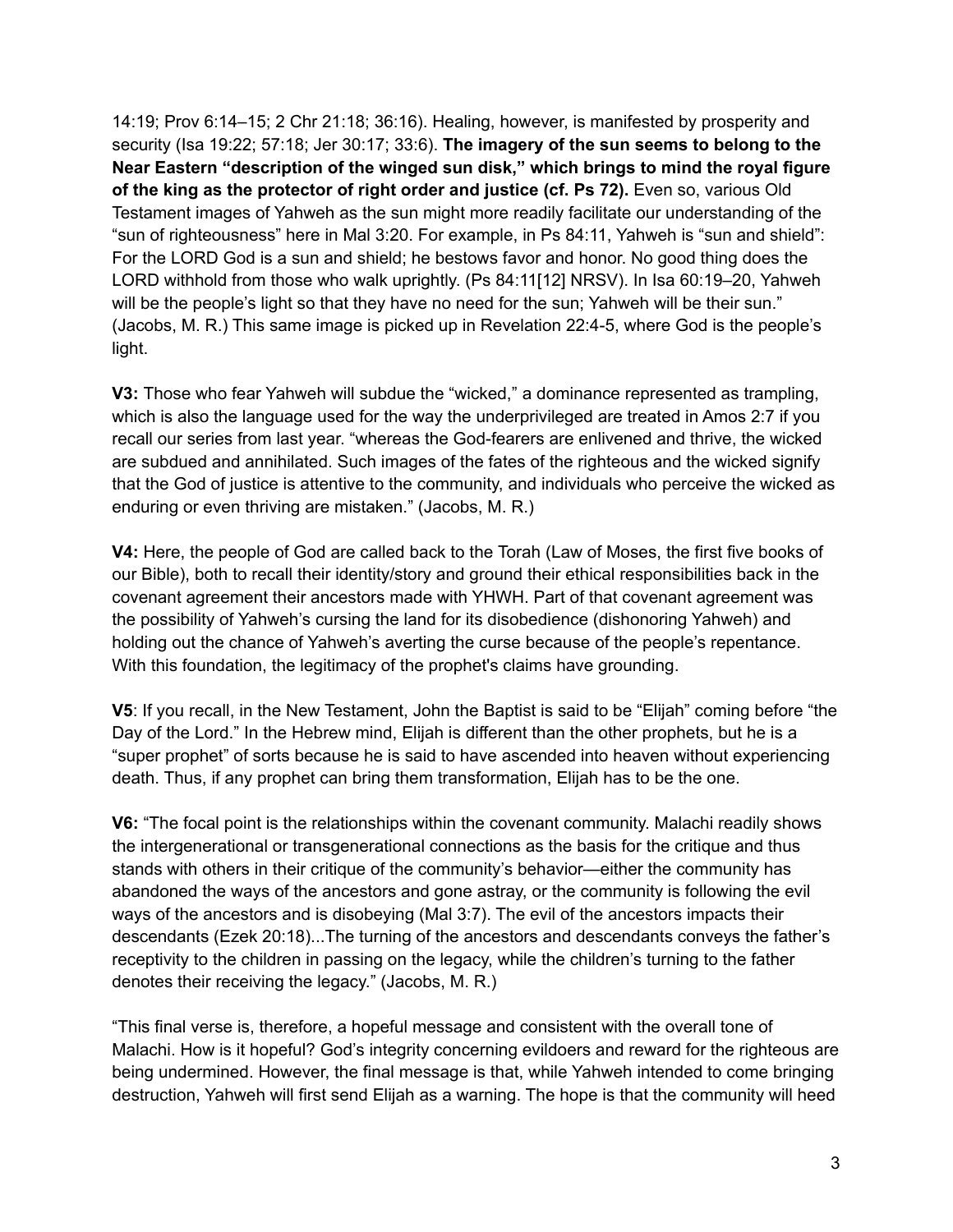14:19; Prov 6:14–15; 2 Chr 21:18; 36:16). Healing, however, is manifested by prosperity and security (Isa 19:22; 57:18; Jer 30:17; 33:6). **The imagery of the sun seems to belong to the Near Eastern "description of the winged sun disk," which brings to mind the royal figure of the king as the protector of right order and justice (cf. Ps 72).** Even so, various Old Testament images of Yahweh as the sun might more readily facilitate our understanding of the "sun of righteousness" here in Mal 3:20. For example, in Ps 84:11, Yahweh is "sun and shield": For the LORD God is a sun and shield; he bestows favor and honor. No good thing does the LORD withhold from those who walk uprightly. (Ps 84:11[12] NRSV). In Isa 60:19–20, Yahweh will be the people's light so that they have no need for the sun; Yahweh will be their sun." (Jacobs, M. R.) This same image is picked up in Revelation 22:4-5, where God is the people's light.

**V3:** Those who fear Yahweh will subdue the "wicked," a dominance represented as trampling, which is also the language used for the way the underprivileged are treated in Amos 2:7 if you recall our series from last year. "whereas the God-fearers are enlivened and thrive, the wicked are subdued and annihilated. Such images of the fates of the righteous and the wicked signify that the God of justice is attentive to the community, and individuals who perceive the wicked as enduring or even thriving are mistaken." (Jacobs, M. R.)

**V4:** Here, the people of God are called back to the Torah (Law of Moses, the first five books of our Bible), both to recall their identity/story and ground their ethical responsibilities back in the covenant agreement their ancestors made with YHWH. Part of that covenant agreement was the possibility of Yahweh's cursing the land for its disobedience (dishonoring Yahweh) and holding out the chance of Yahweh's averting the curse because of the people's repentance. With this foundation, the legitimacy of the prophet's claims have grounding.

**V5**: If you recall, in the New Testament, John the Baptist is said to be "Elijah" coming before "the Day of the Lord." In the Hebrew mind, Elijah is different than the other prophets, but he is a "super prophet" of sorts because he is said to have ascended into heaven without experiencing death. Thus, if any prophet can bring them transformation, Elijah has to be the one.

**V6:** "The focal point is the relationships within the covenant community. Malachi readily shows the intergenerational or transgenerational connections as the basis for the critique and thus stands with others in their critique of the community's behavior—either the community has abandoned the ways of the ancestors and gone astray, or the community is following the evil ways of the ancestors and is disobeying (Mal 3:7). The evil of the ancestors impacts their descendants (Ezek 20:18)...The turning of the ancestors and descendants conveys the father's receptivity to the children in passing on the legacy, while the children's turning to the father denotes their receiving the legacy." (Jacobs, M. R.)

"This final verse is, therefore, a hopeful message and consistent with the overall tone of Malachi. How is it hopeful? God's integrity concerning evildoers and reward for the righteous are being undermined. However, the final message is that, while Yahweh intended to come bringing destruction, Yahweh will first send Elijah as a warning. The hope is that the community will heed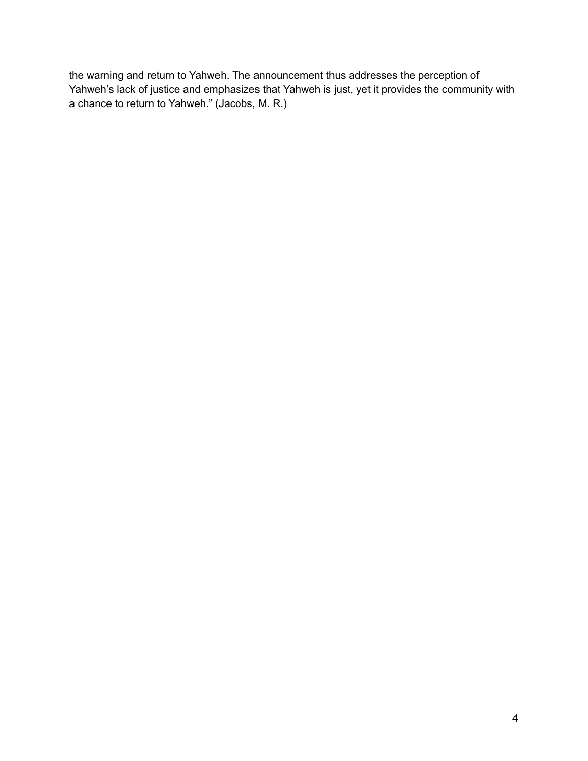the warning and return to Yahweh. The announcement thus addresses the perception of Yahweh's lack of justice and emphasizes that Yahweh is just, yet it provides the community with a chance to return to Yahweh." (Jacobs, M. R.)